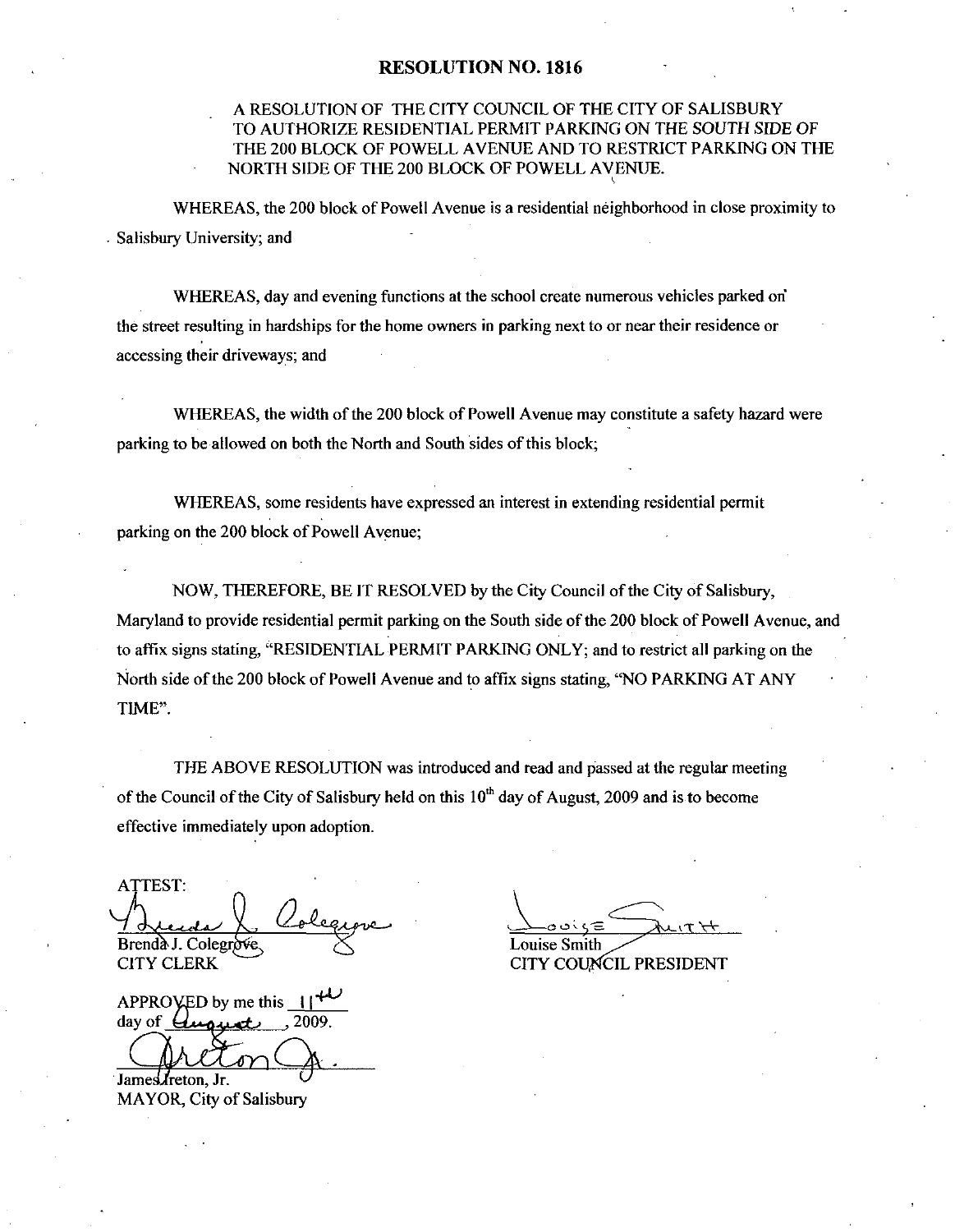# RESOLUTION NO. 1816

A RESOLUTION OF THE CITY COUNCIL OF THE CITY OF SALISBURY TO AUTHORIZE RESIDENTIAL PERMIT PARKING ON THE *SOUTH SIDE* OF THE 200 BLOCK OF POWELL AVENUE AND TO RESTRICT PARKING ON THE NORTH SIDE OF THE 200 BLOCK OF POWELL AVENUE.

WHEREAS, the 200 block of Powell Avenue is a residential neighborhood in close proximity to Salisbury University; and

WHEREAS, day and evening functions at the school create numerous vehicles parked on the street resulting in hardships for the home owners in parking next to or near their residence or accessing their driveways; and

WHEREAS, the width of the 200 block of Powell Avenue may constitute a safety hazard were parking to be allowed on both the North and South sides of this block;

WHEREAS, some residents have expressed an interest in extending residential permit parking on the 200 block of Powell Avenue;

NOW, THEREFORE, BE IT RESOLVED by the City Council of the City of Salisbury, Maryland to provide residential permit parking on the South side of the 200 block of Powell Avenue, and to affix signs stating, "RESIDENTIAL PERMIT PARKING ONLY; and to restrict all parking on the North side of the 200 block of Powell Avenue and to affix signs stating, "NO PARKING AT ANY TIME".

THE ABOVE RESOLUTION was introduced and read and passed at the regular meeting of the Council of the City of Salisbury held on this 10th day of August, 2009 and is to become effective immediately upon adoption.

ATTEST:

Brenda J. Colegrove
CITY CLERK

Louise Smith
CITY COUNCIL PRESIDENT

APPROVED by me this 11th day of August, 2009.

James Ireton, Jr.
MAYOR, City of Salisbury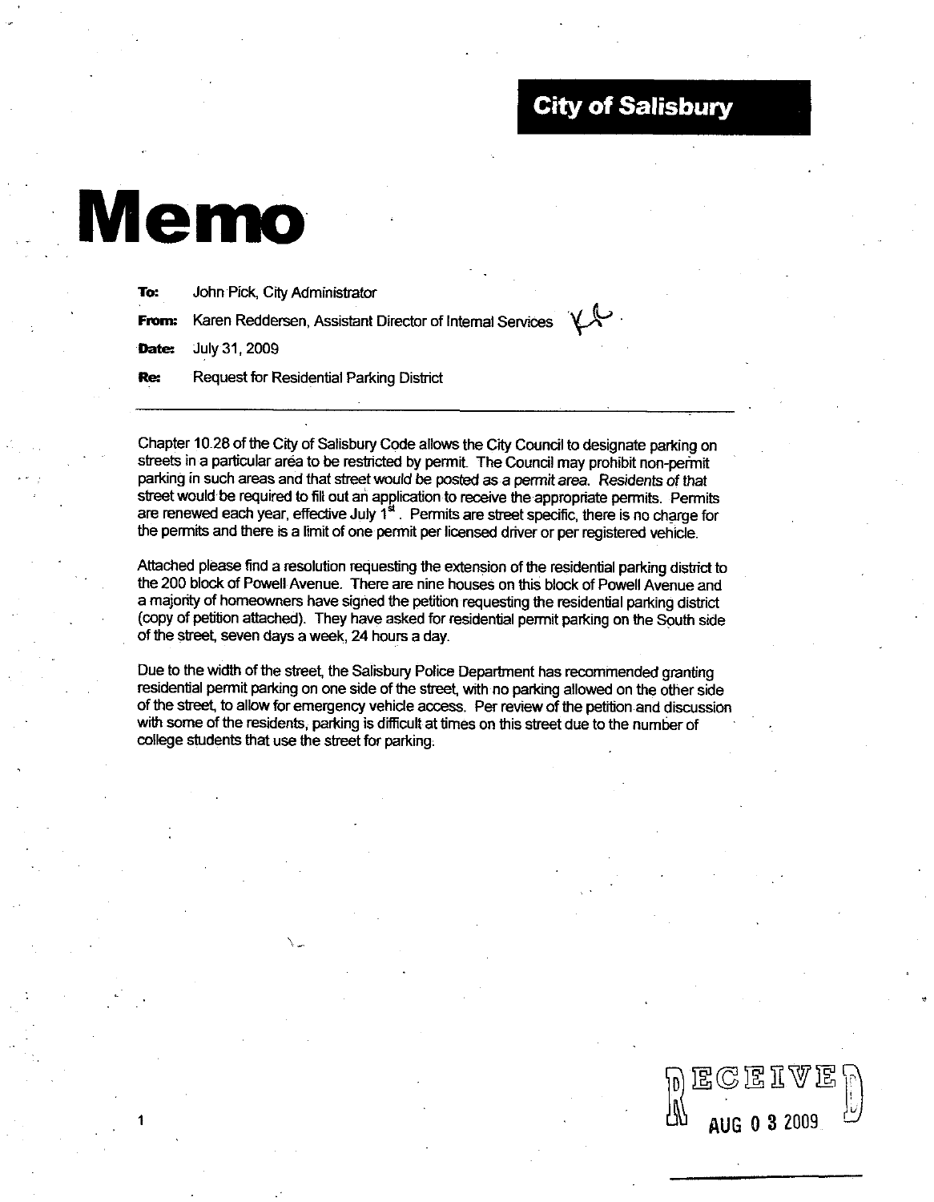**City of Salisbury**

# Memo

**To:** John Pick, City Administrator

**From:** Karen Reddersen, Assistant Director of Internal Services KR

**Date:** July 31, 2009

**Re:** Request for Residential Parking District

---

Chapter 10.28 of the City of Salisbury Code allows the City Council to designate parking on streets in a particular area to be restricted by permit. The Council may prohibit non-permit parking in such areas and that street would be posted as a permit area. Residents of that street would be required to fill out an application to receive the appropriate permits. Permits are renewed each year, effective July 1st. Permits are street specific, there is no charge for the permits and there is a limit of one permit per licensed driver or per registered vehicle.

Attached please find a resolution requesting the extension of the residential parking district to the 200 block of Powell Avenue. There are nine houses on this block of Powell Avenue and a majority of homeowners have signed the petition requesting the residential parking district (copy of petition attached). They have asked for residential permit parking on the South side of the street, seven days a week, 24 hours a day.

Due to the width of the street, the Salisbury Police Department has recommended granting residential permit parking on one side of the street, with no parking allowed on the other side of the street, to allow for emergency vehicle access. Per review of the petition and discussion with some of the residents, parking is difficult at times on this street due to the number of college students that use the street for parking.

RECEIVED
AUG 03 2009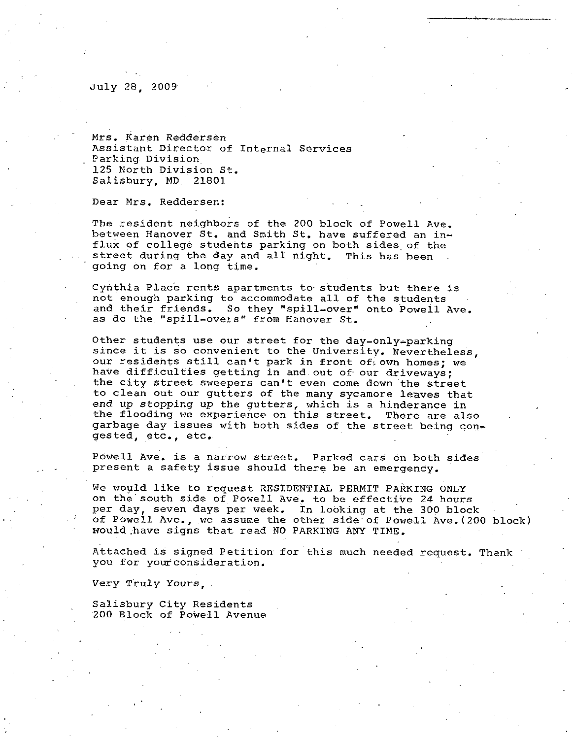July 28, 2009

Mrs. Karen Reddersen  
Assistant Director of Internal Services  
Parking Division  
125 North Division St.  
Salisbury, MD 21801

Dear Mrs. Reddersen:

The resident neighbors of the 200 block of Powell Ave. between Hanover St. and Smith St. have suffered an influx of college students parking on both sides of the street during the day and all night. This has been going on for a long time.

Cynthia Place rents apartments to students but there is not enough parking to accommodate all of the students and their friends. So they "spill-over" onto Powell Ave. as do the "spill-overs" from Hanover St.

Other students use our street for the day-only-parking since it is so convenient to the University. Nevertheless, our residents still can't park in front of own homes; we have difficulties getting in and out of our driveways; the city street sweepers can't even come down the street to clean out our gutters of the many sycamore leaves that end up stopping up the gutters, which is a hinderance in the flooding we experience on this street. There are also garbage day issues with both sides of the street being congested, etc., etc.

Powell Ave. is a narrow street. Parked cars on both sides present a safety issue should there be an emergency.

We would like to request RESIDENTIAL PERMIT PARKING ONLY on the south side of Powell Ave. to be effective 24 hours per day, seven days per week. In looking at the 300 block of Powell Ave., we assume the other side of Powell Ave.(200 block) would have signs that read NO PARKING ANY TIME.

Attached is signed Petition for this much needed request. Thank you for your consideration.

Very Truly Yours,

Salisbury City Residents  
200 Block of Powell Avenue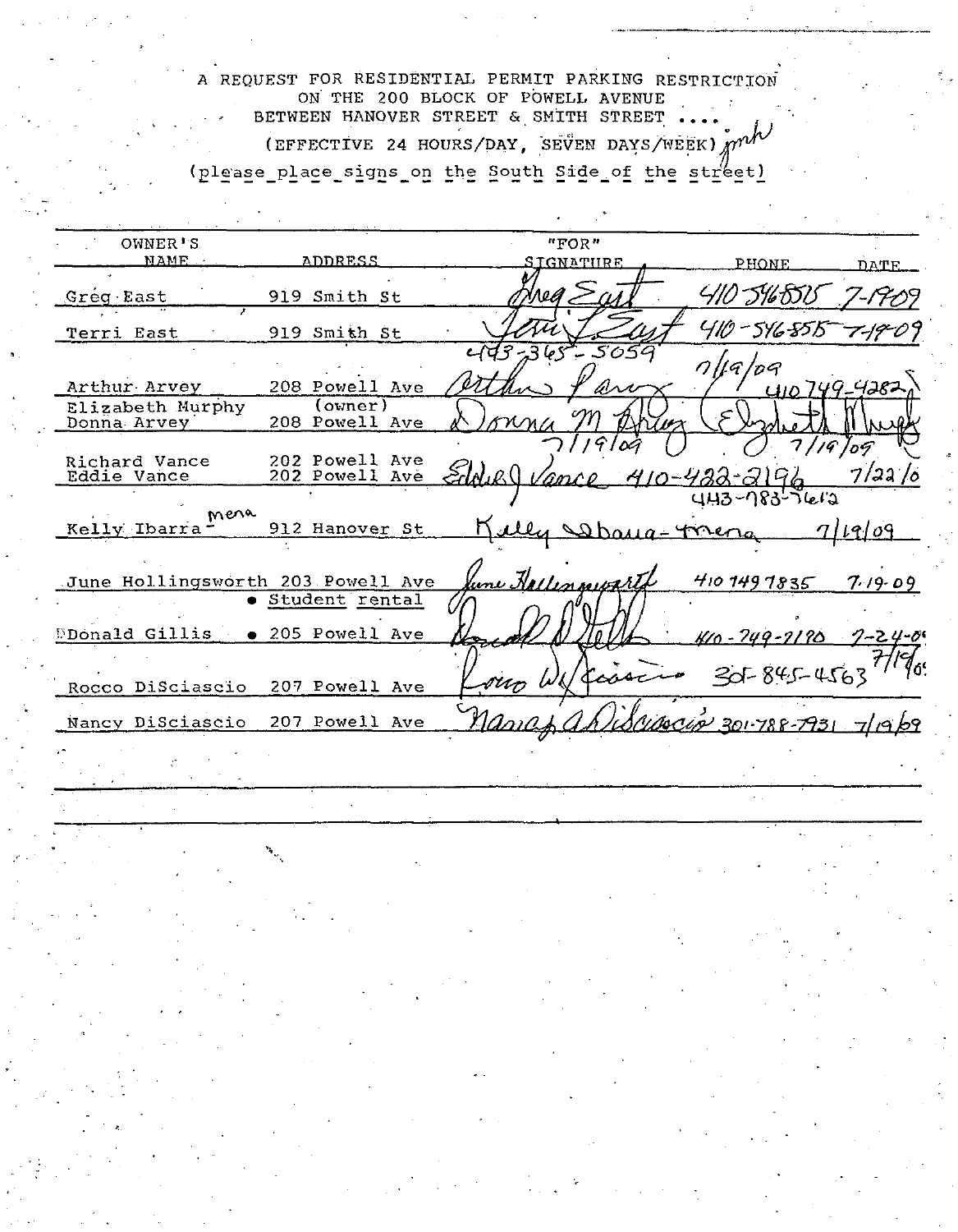A REQUEST FOR RESIDENTIAL PERMIT PARKING RESTRICTION
ON THE 200 BLOCK OF POWELL AVENUE
BETWEEN HANOVER STREET & SMITH STREET ....
(EFFECTIVE 24 HOURS/DAY, SEVEN DAYS/WEEK) jmh
(please place signs on the South Side of the street)

| OWNER'S NAME | ADDRESS | "FOR" SIGNATURE | PHONE | DATE |
|---|---|---|---|---|
| Greg East | 919 Smith St | Greg East | 410-546-8515 | 7-19-09 |
| Terri East | 919 Smith St | Terri L. East | 410-546-8515 | 7-19-09 |
| Arthur Arvey | 208 Powell Ave | Arthur Arvey | 443-365-5059 / 410 749-4282 | 7/19/09 |
| Elizabeth Murphy (owner) / Donna Arvey | 208 Powell Ave | Donna M Arvey / Elizabeth Murphy | | 7/19/09 / 7/19/09 |
| Richard Vance / Eddie Vance | 202 Powell Ave / 202 Powell Ave | Eddie J Vance | 410-422-2196 / 443-783-7612 | 7/22/09 |
| Kelly Ibarra-Mena | 912 Hanover St | Kelly Ibarra-Mena | | 7/19/09 |
| June Hollingsworth | 203 Powell Ave | June Hollingsworth | 410 749 7835 | 7-19-09 |
| Donald Gillis | • Student rental • 205 Powell Ave | Donald D Gillis | 410-749-7190 | 7-24-09 |
| Rocco DiSciascio | 207 Powell Ave | Rocco W DiSciascio | 301-845-4563 | 7/19/09 |
| Nancy DiSciascio | 207 Powell Ave | Nancy A DiSciascio | 301-788-7931 | 7/19/09 |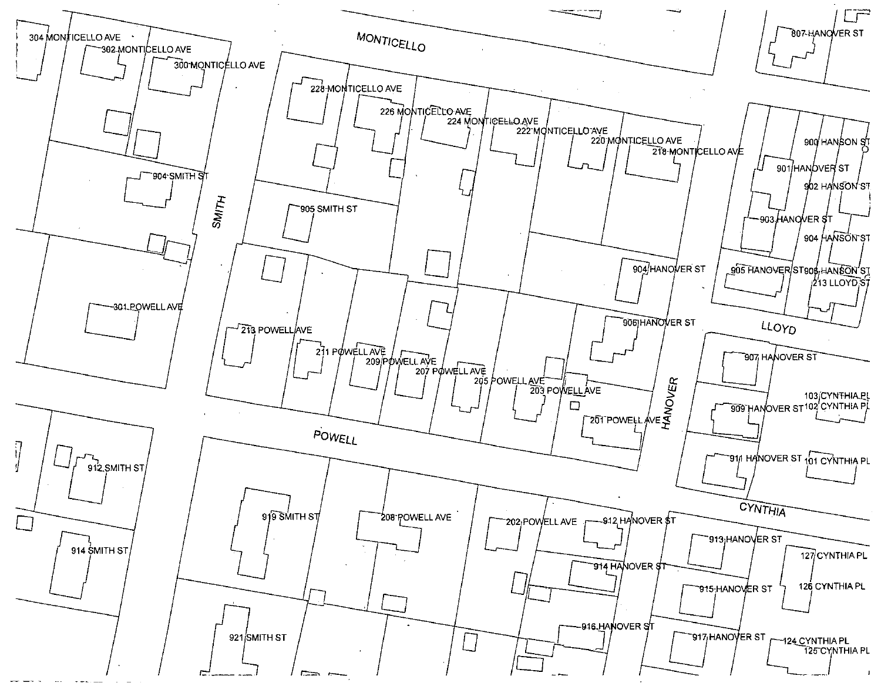MONTICELLO

304 MONTICELLO AVE
302 MONTICELLO AVE
300 MONTICELLO AVE
807 HANOVER ST
228 MONTICELLO AVE
226 MONTICELLO AVE
224 MONTICELLO AVE
222 MONTICELLO AVE
220 MONTICELLO AVE
218 MONTICELLO AVE
900 HANSON ST
901 HANOVER ST
902 HANSON ST
904 SMITH ST
SMITH
905 SMITH ST
903 HANOVER ST
904 HANSON ST
904 HANOVER ST
905 HANOVER ST
906 HANSON ST
213 LLOYD ST
301 POWELL AVE
906 HANOVER ST
LLOYD
213 POWELL AVE
211 POWELL AVE
209 POWELL AVE
207 POWELL AVE
205 POWELL AVE
203 POWELL AVE
907 HANOVER ST
103 CYNTHIA PL
102 CYNTHIA PL
909 HANOVER ST
HANOVER
201 POWELL AVE
POWELL
911 HANOVER ST
101 CYNTHIA PL
912 SMITH ST
CYNTHIA
919 SMITH ST
208 POWELL AVE
202 POWELL AVE
912 HANOVER ST
913 HANOVER ST
914 SMITH ST
914 HANOVER ST
127 CYNTHIA PL
915 HANOVER ST
126 CYNTHIA PL
921 SMITH ST
916 HANOVER ST
917 HANOVER ST
124 CYNTHIA PL
125 CYNTHIA PL